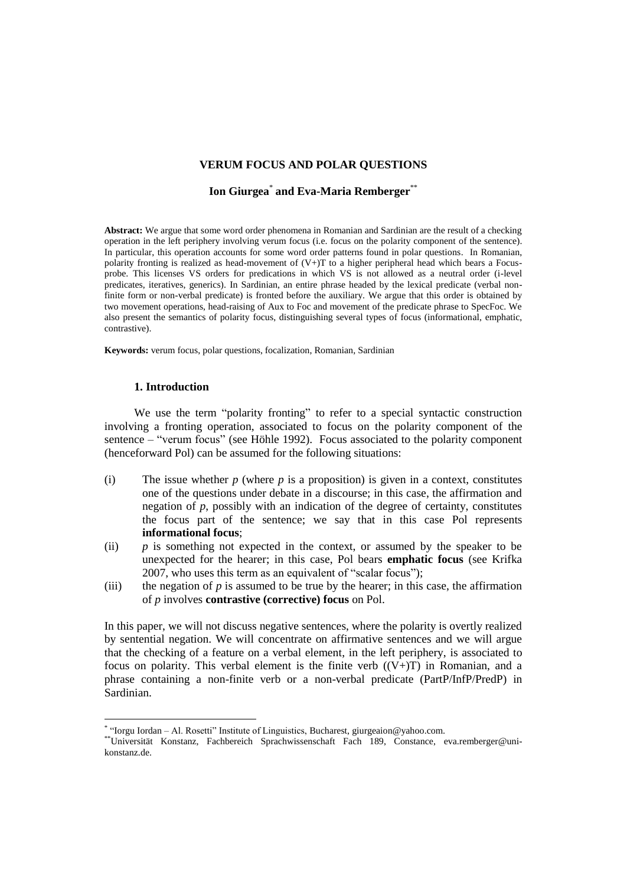# VERUM FOCUS AND POLAR QUESTIONS

**Ion Giurgea[*] and Eva-Maria Remberger[**]**

**Abstract:** We argue that some word order phenomena in Romanian and Sardinian are the result of a checking operation in the left periphery involving verum focus (i.e. focus on the polarity component of the sentence). In particular, this operation accounts for some word order patterns found in polar questions. In Romanian, polarity fronting is realized as head-movement of (V+)T to a higher peripheral head which bears a Focus-probe. This licenses VS orders for predications in which VS is not allowed as a neutral order (i-level predicates, iteratives, generics). In Sardinian, an entire phrase headed by the lexical predicate (verbal non-finite form or non-verbal predicate) is fronted before the auxiliary. We argue that this order is obtained by two movement operations, head-raising of Aux to Foc and movement of the predicate phrase to SpecFoc. We also present the semantics of polarity focus, distinguishing several types of focus (informational, emphatic, contrastive).

**Keywords:** verum focus, polar questions, focalization, Romanian, Sardinian

## 1. Introduction

We use the term "polarity fronting" to refer to a special syntactic construction involving a fronting operation, associated to focus on the polarity component of the sentence – "verum focus" (see Höhle 1992). Focus associated to the polarity component (henceforward Pol) can be assumed for the following situations:

(i) The issue whether *p* (where *p* is a proposition) is given in a context, constitutes one of the questions under debate in a discourse; in this case, the affirmation and negation of *p*, possibly with an indication of the degree of certainty, constitutes the focus part of the sentence; we say that in this case Pol represents **informational focus**;

(ii) *p* is something not expected in the context, or assumed by the speaker to be unexpected for the hearer; in this case, Pol bears **emphatic focus** (see Krifka 2007, who uses this term as an equivalent of "scalar focus");

(iii) the negation of *p* is assumed to be true by the hearer; in this case, the affirmation of *p* involves **contrastive (corrective) focus** on Pol.

In this paper, we will not discuss negative sentences, where the polarity is overtly realized by sentential negation. We will concentrate on affirmative sentences and we will argue that the checking of a feature on a verbal element, in the left periphery, is associated to focus on polarity. This verbal element is the finite verb ((V+)T) in Romanian, and a phrase containing a non-finite verb or a non-verbal predicate (PartP/InfP/PredP) in Sardinian.

[*] "Iorgu Iordan – Al. Rosetti" Institute of Linguistics, Bucharest, giurgeaion@yahoo.com.

[**] Universität Konstanz, Fachbereich Sprachwissenschaft Fach 189, Constance, eva.remberger@uni-konstanz.de.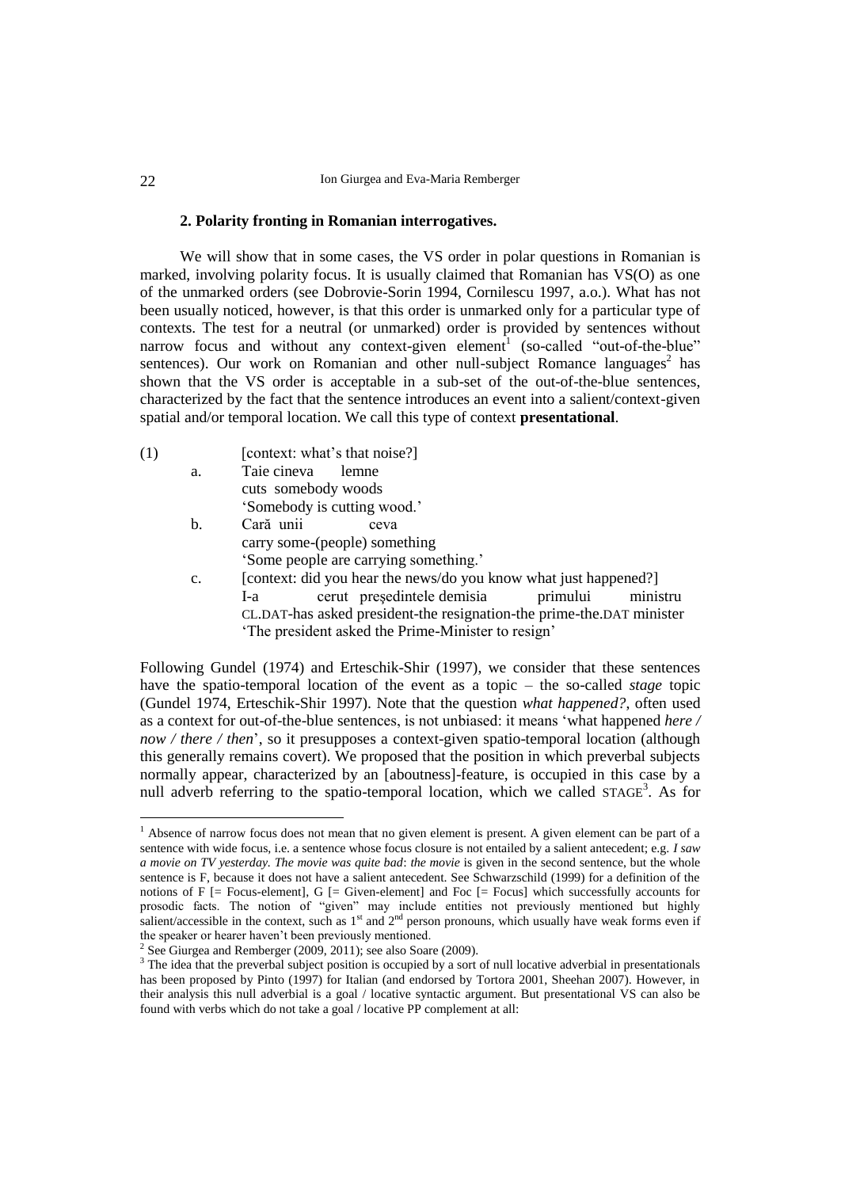## 2. Polarity fronting in Romanian interrogatives.

We will show that in some cases, the VS order in polar questions in Romanian is marked, involving polarity focus. It is usually claimed that Romanian has VS(O) as one of the unmarked orders (see Dobrovie-Sorin 1994, Cornilescu 1997, a.o.). What has not been usually noticed, however, is that this order is unmarked only for a particular type of contexts. The test for a neutral (or unmarked) order is provided by sentences without narrow focus and without any context-given element[1] (so-called "out-of-the-blue" sentences). Our work on Romanian and other null-subject Romance languages[2] has shown that the VS order is acceptable in a sub-set of the out-of-the-blue sentences, characterized by the fact that the sentence introduces an event into a salient/context-given spatial and/or temporal location. We call this type of context **presentational**.

(1) [context: what's that noise?]

a. Taie cineva lemne
   cuts somebody woods
   'Somebody is cutting wood.'

b. Cară unii ceva
   carry some-(people) something
   'Some people are carrying something.'

c. [context: did you hear the news/do you know what just happened?]
   I-a cerut preşedintele demisia primului ministru
   CL.DAT-has asked president-the resignation-the prime-the.DAT minister
   'The president asked the Prime-Minister to resign'

Following Gundel (1974) and Erteschik-Shir (1997), we consider that these sentences have the spatio-temporal location of the event as a topic – the so-called *stage* topic (Gundel 1974, Erteschik-Shir 1997). Note that the question *what happened?*, often used as a context for out-of-the-blue sentences, is not unbiased: it means 'what happened *here / now / there / then*', so it presupposes a context-given spatio-temporal location (although this generally remains covert). We proposed that the position in which preverbal subjects normally appear, characterized by an [aboutness]-feature, is occupied in this case by a null adverb referring to the spatio-temporal location, which we called STAGE[3]. As for

---

[1] Absence of narrow focus does not mean that no given element is present. A given element can be part of a sentence with wide focus, i.e. a sentence whose focus closure is not entailed by a salient antecedent; e.g. *I saw a movie on TV yesterday. The movie was quite bad*: *the movie* is given in the second sentence, but the whole sentence is F, because it does not have a salient antecedent. See Schwarzschild (1999) for a definition of the notions of F [= Focus-element], G [= Given-element] and Foc [= Focus] which successfully accounts for prosodic facts. The notion of "given" may include entities not previously mentioned but highly salient/accessible in the context, such as 1st and 2nd person pronouns, which usually have weak forms even if the speaker or hearer haven't been previously mentioned.

[2] See Giurgea and Remberger (2009, 2011); see also Soare (2009).

[3] The idea that the preverbal subject position is occupied by a sort of null locative adverbial in presentationals has been proposed by Pinto (1997) for Italian (and endorsed by Tortora 2001, Sheehan 2007). However, in their analysis this null adverbial is a goal / locative syntactic argument. But presentational VS can also be found with verbs which do not take a goal / locative PP complement at all: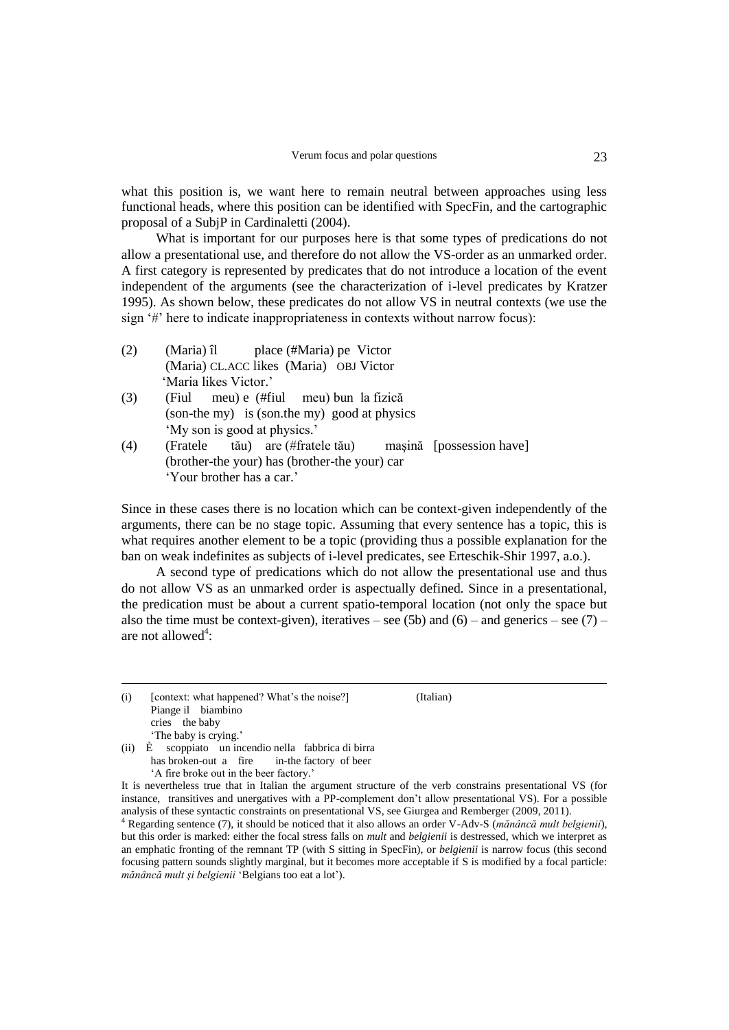what this position is, we want here to remain neutral between approaches using less functional heads, where this position can be identified with SpecFin, and the cartographic proposal of a SubjP in Cardinaletti (2004).

What is important for our purposes here is that some types of predications do not allow a presentational use, and therefore do not allow the VS-order as an unmarked order. A first category is represented by predicates that do not introduce a location of the event independent of the arguments (see the characterization of i-level predicates by Kratzer 1995). As shown below, these predicates do not allow VS in neutral contexts (we use the sign '#' here to indicate inappropriateness in contexts without narrow focus):

(2) (Maria) îl place (#Maria) pe Victor
    (Maria) CL.ACC likes (Maria) OBJ Victor
    'Maria likes Victor.'

(3) (Fiul meu) e (#fiul meu) bun la fizică
    (son-the my) is (son.the my) good at physics
    'My son is good at physics.'

(4) (Fratele tău) are (#fratele tău) maşină [possession have]
    (brother-the your) has (brother-the your) car
    'Your brother has a car.'

Since in these cases there is no location which can be context-given independently of the arguments, there can be no stage topic. Assuming that every sentence has a topic, this is what requires another element to be a topic (providing thus a possible explanation for the ban on weak indefinites as subjects of i-level predicates, see Erteschik-Shir 1997, a.o.).

A second type of predications which do not allow the presentational use and thus do not allow VS as an unmarked order is aspectually defined. Since in a presentational, the predication must be about a current spatio-temporal location (not only the space but also the time must be context-given), iteratives – see (5b) and (6) – and generics – see (7) – are not allowed[4]:

---

(i) [context: what happened? What's the noise?] (Italian)
    Piange il biambino
    cries the baby
    'The baby is crying.'

(ii) È scoppiato un incendio nella fabbrica di birra
    has broken-out a fire in-the factory of beer
    'A fire broke out in the beer factory.'

It is nevertheless true that in Italian the argument structure of the verb constrains presentational VS (for instance, transitives and unergatives with a PP-complement don't allow presentational VS). For a possible analysis of these syntactic constraints on presentational VS, see Giurgea and Remberger (2009, 2011).

[4] Regarding sentence (7), it should be noticed that it also allows an order V-Adv-S (*mănâncă mult belgienii*), but this order is marked: either the focal stress falls on *mult* and *belgienii* is destressed, which we interpret as an emphatic fronting of the remnant TP (with S sitting in SpecFin), or *belgienii* is narrow focus (this second focusing pattern sounds slightly marginal, but it becomes more acceptable if S is modified by a focal particle: *mănâncă mult şi belgienii* 'Belgians too eat a lot').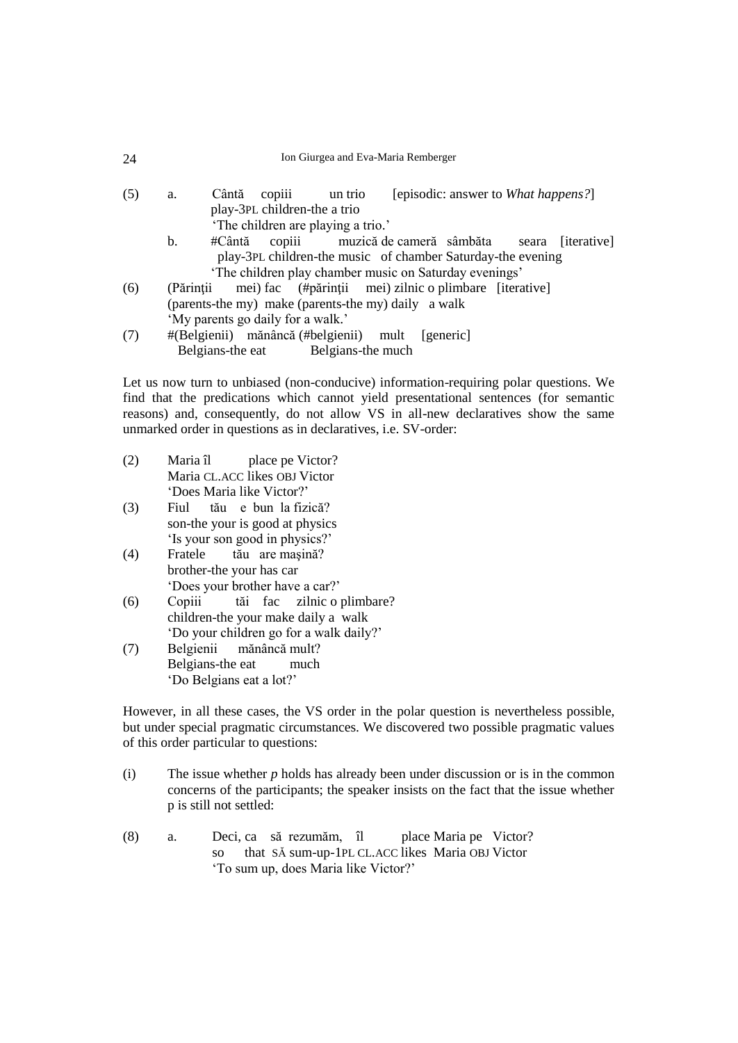(5) a. Cântă copiii un trio [episodic: answer to *What happens?*]
play-3PL children-the a trio
'The children are playing a trio.'

b. #Cântă copiii muzică de cameră sâmbăta seara [iterative]
play-3PL children-the music of chamber Saturday-the evening
'The children play chamber music on Saturday evenings'

(6) (Părinții mei) fac (#părinții mei) zilnic o plimbare [iterative]
(parents-the my) make (parents-the my) daily a walk
'My parents go daily for a walk.'

(7) #(Belgienii) mănâncă (#belgienii) mult [generic]
Belgians-the eat Belgians-the much

Let us now turn to unbiased (non-conducive) information-requiring polar questions. We find that the predications which cannot yield presentational sentences (for semantic reasons) and, consequently, do not allow VS in all-new declaratives show the same unmarked order in questions as in declaratives, i.e. SV-order:

(2) Maria îl place pe Victor?
Maria CL.ACC likes OBJ Victor
'Does Maria like Victor?'

(3) Fiul tău e bun la fizică?
son-the your is good at physics
'Is your son good in physics?'

(4) Fratele tău are mașină?
brother-the your has car
'Does your brother have a car?'

(6) Copiii tăi fac zilnic o plimbare?
children-the your make daily a walk
'Do your children go for a walk daily?'

(7) Belgienii mănâncă mult?
Belgians-the eat much
'Do Belgians eat a lot?'

However, in all these cases, the VS order in the polar question is nevertheless possible, but under special pragmatic circumstances. We discovered two possible pragmatic values of this order particular to questions:

(i) The issue whether *p* holds has already been under discussion or is in the common concerns of the participants; the speaker insists on the fact that the issue whether p is still not settled:

(8) a. Deci, ca să rezumăm, îl place Maria pe Victor?
so that SĂ sum-up-1PL CL.ACC likes Maria OBJ Victor
'To sum up, does Maria like Victor?'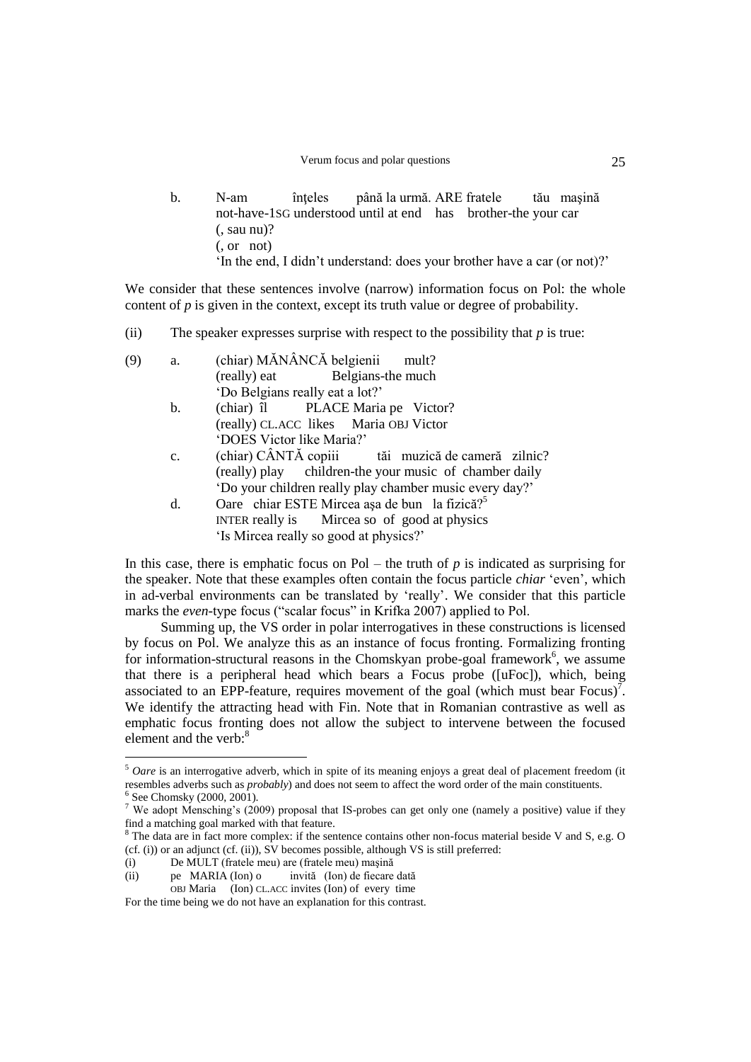b. N-am înţeles până la urmă. ARE fratele tău maşină (, sau nu)?
   not-have-1SG understood until at end has brother-the your car (, or not)
   'In the end, I didn't understand: does your brother have a car (or not)?'

We consider that these sentences involve (narrow) information focus on Pol: the whole content of *p* is given in the context, except its truth value or degree of probability.

(ii) The speaker expresses surprise with respect to the possibility that *p* is true:

(9) a. (chiar) MĂNÂNCĂ belgienii mult?
   (really) eat Belgians-the much
   'Do Belgians really eat a lot?'

b. (chiar) îl PLACE Maria pe Victor?
   (really) CL.ACC likes Maria OBJ Victor
   'DOES Victor like Maria?'

c. (chiar) CÂNTĂ copiii tăi muzică de cameră zilnic?
   (really) play children-the your music of chamber daily
   'Do your children really play chamber music every day?'

d. Oare chiar ESTE Mircea aşa de bun la fizică?[5]
   INTER really is Mircea so of good at physics
   'Is Mircea really so good at physics?'

In this case, there is emphatic focus on Pol – the truth of *p* is indicated as surprising for the speaker. Note that these examples often contain the focus particle *chiar* 'even', which in ad-verbal environments can be translated by 'really'. We consider that this particle marks the *even*-type focus ("scalar focus" in Krifka 2007) applied to Pol.

Summing up, the VS order in polar interrogatives in these constructions is licensed by focus on Pol. We analyze this as an instance of focus fronting. Formalizing fronting for information-structural reasons in the Chomskyan probe-goal framework[6], we assume that there is a peripheral head which bears a Focus probe ([uFoc]), which, being associated to an EPP-feature, requires movement of the goal (which must bear Focus)[7]. We identify the attracting head with Fin. Note that in Romanian contrastive as well as emphatic focus fronting does not allow the subject to intervene between the focused element and the verb:[8]

---

[5] *Oare* is an interrogative adverb, which in spite of its meaning enjoys a great deal of placement freedom (it resembles adverbs such as *probably*) and does not seem to affect the word order of the main constituents.

[6] See Chomsky (2000, 2001).

[7] We adopt Mensching's (2009) proposal that IS-probes can get only one (namely a positive) value if they find a matching goal marked with that feature.

[8] The data are in fact more complex: if the sentence contains other non-focus material beside V and S, e.g. O (cf. (i)) or an adjunct (cf. (ii)), SV becomes possible, although VS is still preferred:

(i) De MULT (fratele meu) are (fratele meu) maşină

(ii) pe MARIA (Ion) o invită (Ion) de fiecare dată
   OBJ Maria (Ion) CL.ACC invites (Ion) of every time

For the time being we do not have an explanation for this contrast.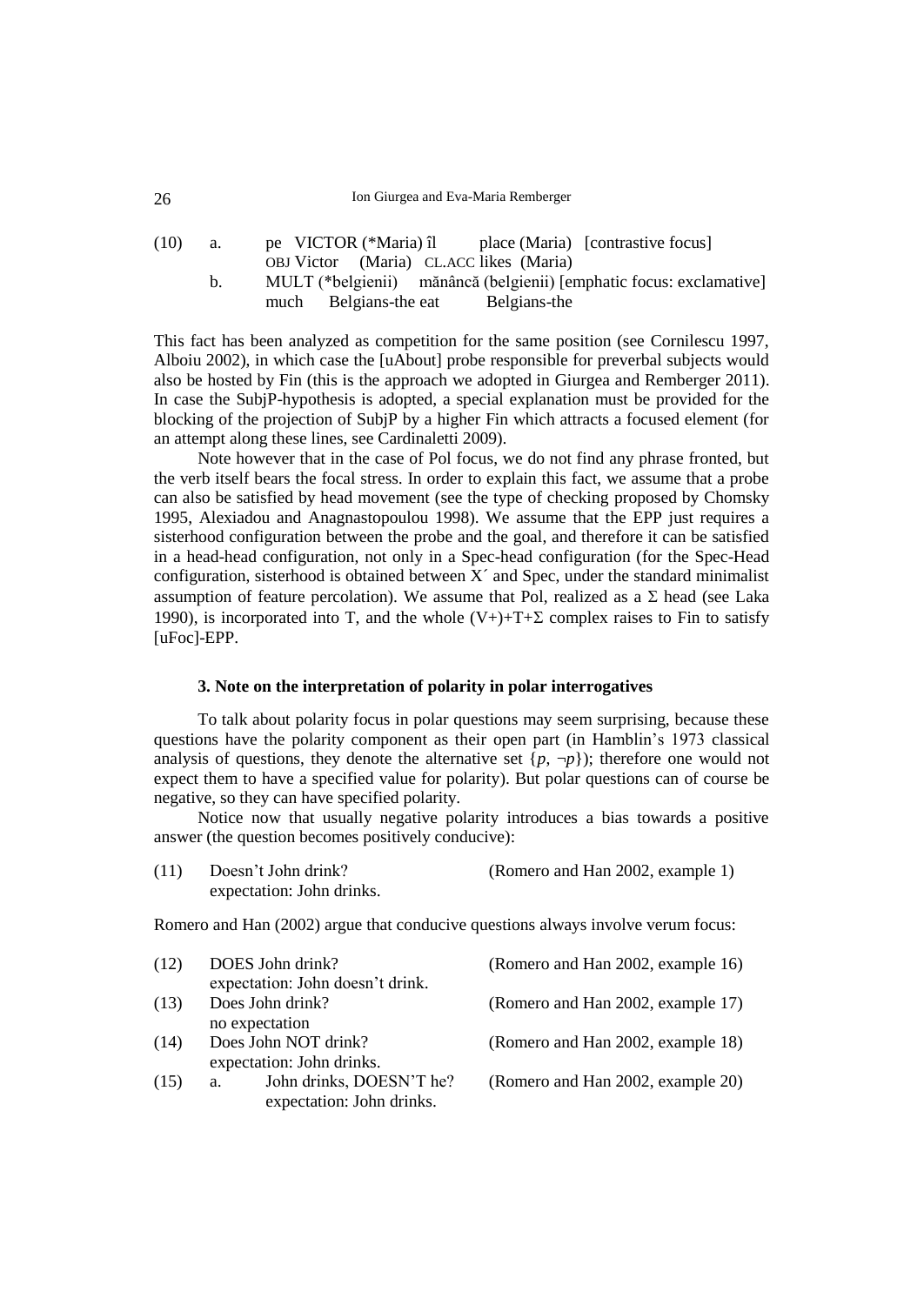(10) a. pe VICTOR (*Maria) îl place (Maria) [contrastive focus]
OBJ Victor (Maria) CL.ACC likes (Maria)

b. MULT (*belgienii) mănâncă (belgienii) [emphatic focus: exclamative]
much Belgians-the eat Belgians-the

This fact has been analyzed as competition for the same position (see Cornilescu 1997, Alboiu 2002), in which case the [uAbout] probe responsible for preverbal subjects would also be hosted by Fin (this is the approach we adopted in Giurgea and Remberger 2011). In case the SubjP-hypothesis is adopted, a special explanation must be provided for the blocking of the projection of SubjP by a higher Fin which attracts a focused element (for an attempt along these lines, see Cardinaletti 2009).

Note however that in the case of Pol focus, we do not find any phrase fronted, but the verb itself bears the focal stress. In order to explain this fact, we assume that a probe can also be satisfied by head movement (see the type of checking proposed by Chomsky 1995, Alexiadou and Anagnastopoulou 1998). We assume that the EPP just requires a sisterhood configuration between the probe and the goal, and therefore it can be satisfied in a head-head configuration, not only in a Spec-head configuration (for the Spec-Head configuration, sisterhood is obtained between X´ and Spec, under the standard minimalist assumption of feature percolation). We assume that Pol, realized as a Σ head (see Laka 1990), is incorporated into T, and the whole (V+)+T+Σ complex raises to Fin to satisfy [uFoc]-EPP.

### 3. Note on the interpretation of polarity in polar interrogatives

To talk about polarity focus in polar questions may seem surprising, because these questions have the polarity component as their open part (in Hamblin's 1973 classical analysis of questions, they denote the alternative set $\{p, \neg p\}$); therefore one would not expect them to have a specified value for polarity). But polar questions can of course be negative, so they can have specified polarity.

Notice now that usually negative polarity introduces a bias towards a positive answer (the question becomes positively conducive):

(11) Doesn't John drink? (Romero and Han 2002, example 1)
expectation: John drinks.

Romero and Han (2002) argue that conducive questions always involve verum focus:

(12) DOES John drink? (Romero and Han 2002, example 16)
expectation: John doesn't drink.

(13) Does John drink? (Romero and Han 2002, example 17)
no expectation

(14) Does John NOT drink? (Romero and Han 2002, example 18)
expectation: John drinks.

(15) a. John drinks, DOESN'T he? (Romero and Han 2002, example 20)
expectation: John drinks.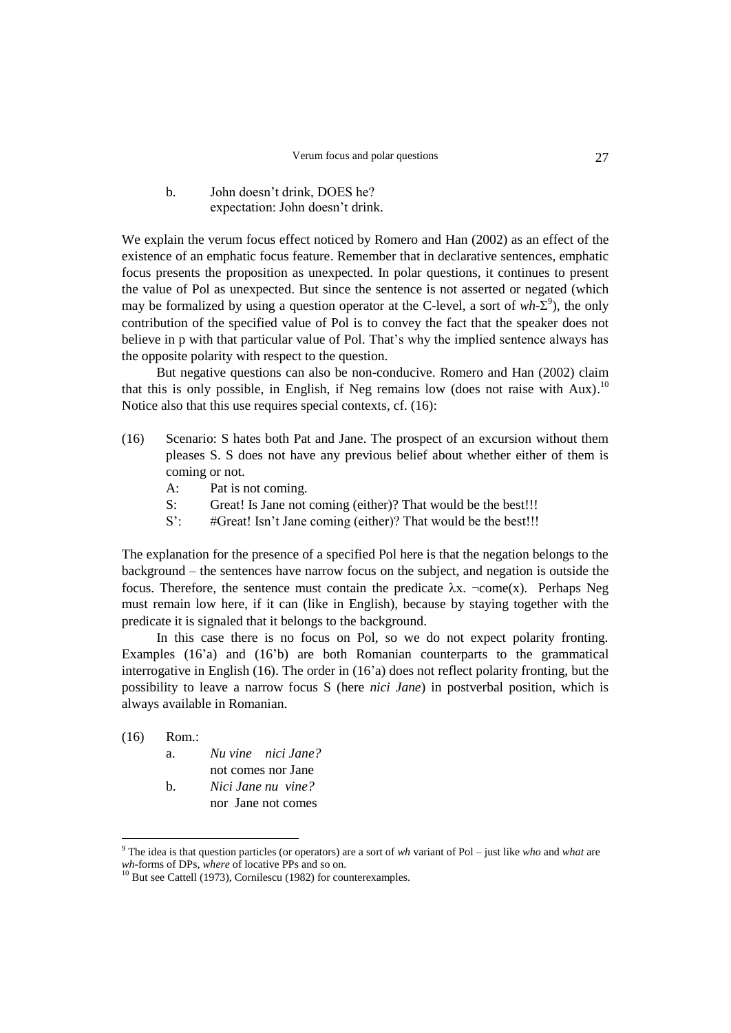b. John doesn't drink, DOES he?
   expectation: John doesn't drink.

We explain the verum focus effect noticed by Romero and Han (2002) as an effect of the existence of an emphatic focus feature. Remember that in declarative sentences, emphatic focus presents the proposition as unexpected. In polar questions, it continues to present the value of Pol as unexpected. But since the sentence is not asserted or negated (which may be formalized by using a question operator at the C-level, a sort of *wh*-$\Sigma$[9]), the only contribution of the specified value of Pol is to convey the fact that the speaker does not believe in p with that particular value of Pol. That's why the implied sentence always has the opposite polarity with respect to the question.

But negative questions can also be non-conducive. Romero and Han (2002) claim that this is only possible, in English, if Neg remains low (does not raise with Aux).[10] Notice also that this use requires special contexts, cf. (16):

(16) Scenario: S hates both Pat and Jane. The prospect of an excursion without them pleases S. S does not have any previous belief about whether either of them is coming or not.
   A: Pat is not coming.
   S: Great! Is Jane not coming (either)? That would be the best!!!
   S': #Great! Isn't Jane coming (either)? That would be the best!!!

The explanation for the presence of a specified Pol here is that the negation belongs to the background – the sentences have narrow focus on the subject, and negation is outside the focus. Therefore, the sentence must contain the predicate $\lambda x. \neg come(x)$. Perhaps Neg must remain low here, if it can (like in English), because by staying together with the predicate it is signaled that it belongs to the background.

In this case there is no focus on Pol, so we do not expect polarity fronting. Examples (16'a) and (16'b) are both Romanian counterparts to the grammatical interrogative in English (16). The order in (16'a) does not reflect polarity fronting, but the possibility to leave a narrow focus S (here *nici Jane*) in postverbal position, which is always available in Romanian.

(16) Rom.:
   a. *Nu vine nici Jane?*
      not comes nor Jane
   b. *Nici Jane nu vine?*
      nor Jane not comes

---

[9] The idea is that question particles (or operators) are a sort of *wh* variant of Pol – just like *who* and *what* are *wh*-forms of DPs, *where* of locative PPs and so on.

[10] But see Cattell (1973), Cornilescu (1982) for counterexamples.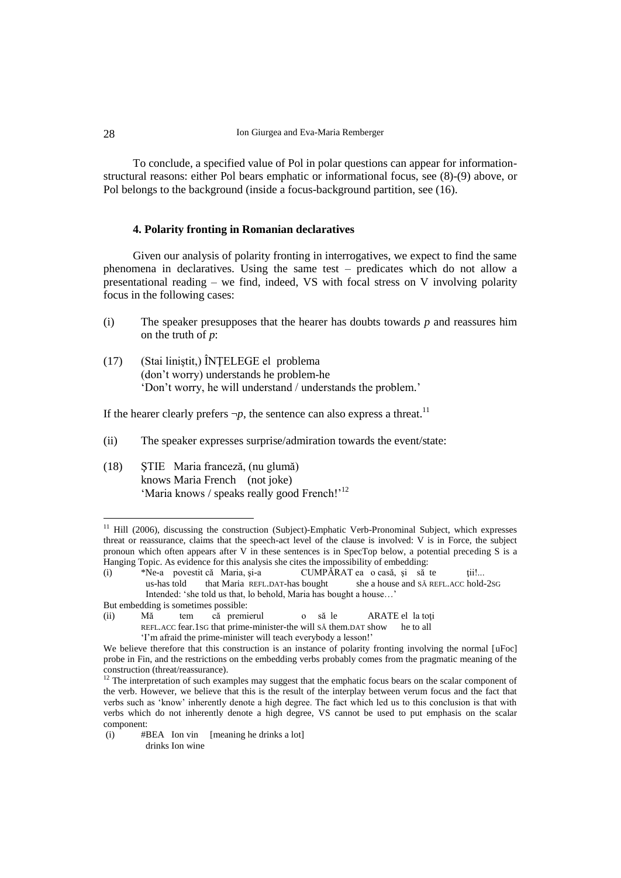To conclude, a specified value of Pol in polar questions can appear for information-structural reasons: either Pol bears emphatic or informational focus, see (8)-(9) above, or Pol belongs to the background (inside a focus-background partition, see (16).

### 4. Polarity fronting in Romanian declaratives

Given our analysis of polarity fronting in interrogatives, we expect to find the same phenomena in declaratives. Using the same test – predicates which do not allow a presentational reading – we find, indeed, VS with focal stress on V involving polarity focus in the following cases:

(i) The speaker presupposes that the hearer has doubts towards *p* and reassures him on the truth of *p*:

(17) (Stai liniștit,) ÎNȚELEGE el problema
(don't worry) understands he problem-he
'Don't worry, he will understand / understands the problem.'

If the hearer clearly prefers $\neg p$, the sentence can also express a threat.[11]

(ii) The speaker expresses surprise/admiration towards the event/state:

(18) ȘTIE Maria franceză, (nu glumă)
knows Maria French (not joke)
'Maria knows / speaks really good French!'[12]

---

[11] Hill (2006), discussing the construction (Subject)-Emphatic Verb-Pronominal Subject, which expresses threat or reassurance, claims that the speech-act level of the clause is involved: V is in Force, the subject pronoun which often appears after V in these sentences is in SpecTop below, a potential preceding S is a Hanging Topic. As evidence for this analysis she cites the impossibility of embedding:

(i) *Ne-a povestit că Maria, și-a CUMPĂRAT ea o casă, și să te ții!...
us-has told that Maria REFL.DAT-has bought she a house and SĂ REFL.ACC hold-2SG
Intended: 'she told us that, lo behold, Maria has bought a house…'

But embedding is sometimes possible:

(ii) Mă tem că premierul o să le ARATE el la toți
REFL.ACC fear.1SG that prime-minister-the will SĂ them.DAT show he to all
'I'm afraid the prime-minister will teach everybody a lesson!'

We believe therefore that this construction is an instance of polarity fronting involving the normal [uFoc] probe in Fin, and the restrictions on the embedding verbs probably comes from the pragmatic meaning of the construction (threat/reassurance).

[12] The interpretation of such examples may suggest that the emphatic focus bears on the scalar component of the verb. However, we believe that this is the result of the interplay between verum focus and the fact that verbs such as 'know' inherently denote a high degree. The fact which led us to this conclusion is that with verbs which do not inherently denote a high degree, VS cannot be used to put emphasis on the scalar component:

(i) #BEA Ion vin [meaning he drinks a lot]
drinks Ion wine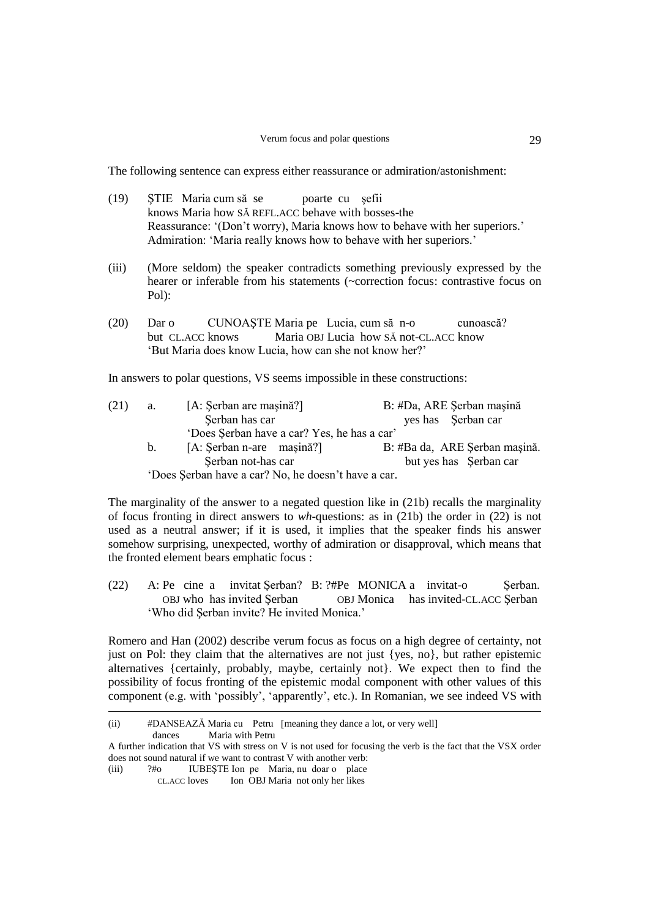The following sentence can express either reassurance or admiration/astonishment:

(19) ŞTIE Maria cum să se poarte cu şefii
knows Maria how SĂ REFL.ACC behave with bosses-the
Reassurance: '(Don't worry), Maria knows how to behave with her superiors.'
Admiration: 'Maria really knows how to behave with her superiors.'

(iii) (More seldom) the speaker contradicts something previously expressed by the hearer or inferable from his statements (~correction focus: contrastive focus on Pol):

(20) Dar o CUNOAŞTE Maria pe Lucia, cum să n-o cunoască?
but CL.ACC knows Maria OBJ Lucia how SĂ not-CL.ACC know
'But Maria does know Lucia, how can she not know her?'

In answers to polar questions, VS seems impossible in these constructions:

(21) a. [A: Şerban are maşină?] B: #Da, ARE Şerban maşină
Şerban has car yes has Şerban car
'Does Şerban have a car? Yes, he has a car'
b. [A: Şerban n-are maşină?] B: #Ba da, ARE Şerban maşină.
Şerban not-has car but yes has Şerban car
'Does Şerban have a car? No, he doesn't have a car.

The marginality of the answer to a negated question like in (21b) recalls the marginality of focus fronting in direct answers to *wh*-questions: as in (21b) the order in (22) is not used as a neutral answer; if it is used, it implies that the speaker finds his answer somehow surprising, unexpected, worthy of admiration or disapproval, which means that the fronted element bears emphatic focus :

(22) A: Pe cine a invitat Şerban? B: ?#Pe MONICA a invitat-o Şerban.
OBJ who has invited Şerban OBJ Monica has invited-CL.ACC Şerban
'Who did Şerban invite? He invited Monica.'

Romero and Han (2002) describe verum focus as focus on a high degree of certainty, not just on Pol: they claim that the alternatives are not just {yes, no}, but rather epistemic alternatives {certainly, probably, maybe, certainly not}. We expect then to find the possibility of focus fronting of the epistemic modal component with other values of this component (e.g. with 'possibly', 'apparently', etc.). In Romanian, we see indeed VS with

---

(ii) #DANSEAZĂ Maria cu Petru [meaning they dance a lot, or very well]
dances Maria with Petru

A further indication that VS with stress on V is not used for focusing the verb is the fact that the VSX order does not sound natural if we want to contrast V with another verb:

(iii) ?#o IUBEŞTE Ion pe Maria, nu doar o place
CL.ACC loves Ion OBJ Maria not only her likes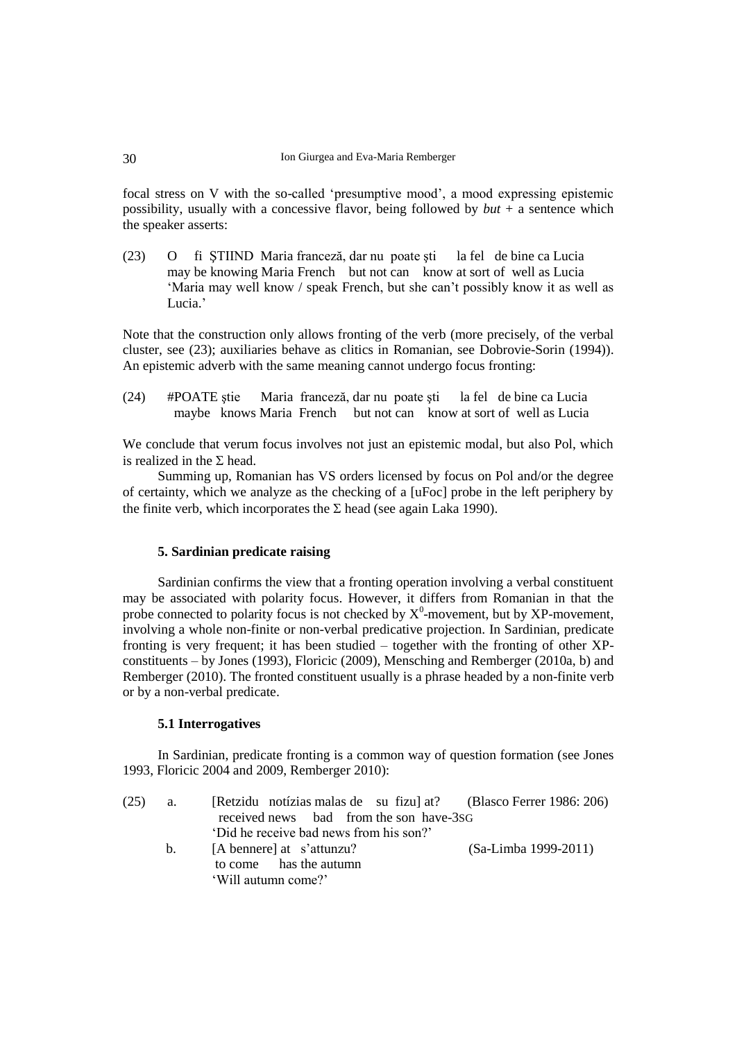focal stress on V with the so-called 'presumptive mood', a mood expressing epistemic possibility, usually with a concessive flavor, being followed by *but* + a sentence which the speaker asserts:

(23) O fi ȘTIIND Maria franceză, dar nu poate ști la fel de bine ca Lucia
may be knowing Maria French but not can know at sort of well as Lucia
'Maria may well know / speak French, but she can't possibly know it as well as Lucia.'

Note that the construction only allows fronting of the verb (more precisely, of the verbal cluster, see (23); auxiliaries behave as clitics in Romanian, see Dobrovie-Sorin (1994)). An epistemic adverb with the same meaning cannot undergo focus fronting:

(24) #POATE știe Maria franceză, dar nu poate ști la fel de bine ca Lucia
maybe knows Maria French but not can know at sort of well as Lucia

We conclude that verum focus involves not just an epistemic modal, but also Pol, which is realized in the Σ head.

Summing up, Romanian has VS orders licensed by focus on Pol and/or the degree of certainty, which we analyze as the checking of a [uFoc] probe in the left periphery by the finite verb, which incorporates the Σ head (see again Laka 1990).

## 5. Sardinian predicate raising

Sardinian confirms the view that a fronting operation involving a verbal constituent may be associated with polarity focus. However, it differs from Romanian in that the probe connected to polarity focus is not checked by $X^0$-movement, but by XP-movement, involving a whole non-finite or non-verbal predicative projection. In Sardinian, predicate fronting is very frequent; it has been studied – together with the fronting of other XP-constituents – by Jones (1993), Floricic (2009), Mensching and Remberger (2010a, b) and Remberger (2010). The fronted constituent usually is a phrase headed by a non-finite verb or by a non-verbal predicate.

### 5.1 Interrogatives

In Sardinian, predicate fronting is a common way of question formation (see Jones 1993, Floricic 2004 and 2009, Remberger 2010):

(25) a. [Retzidu notízias malas de su fizu] at? (Blasco Ferrer 1986: 206)
received news bad from the son have-3SG
'Did he receive bad news from his son?'

b. [A bennere] at s'attunzu? (Sa-Limba 1999-2011)
to come has the autumn
'Will autumn come?'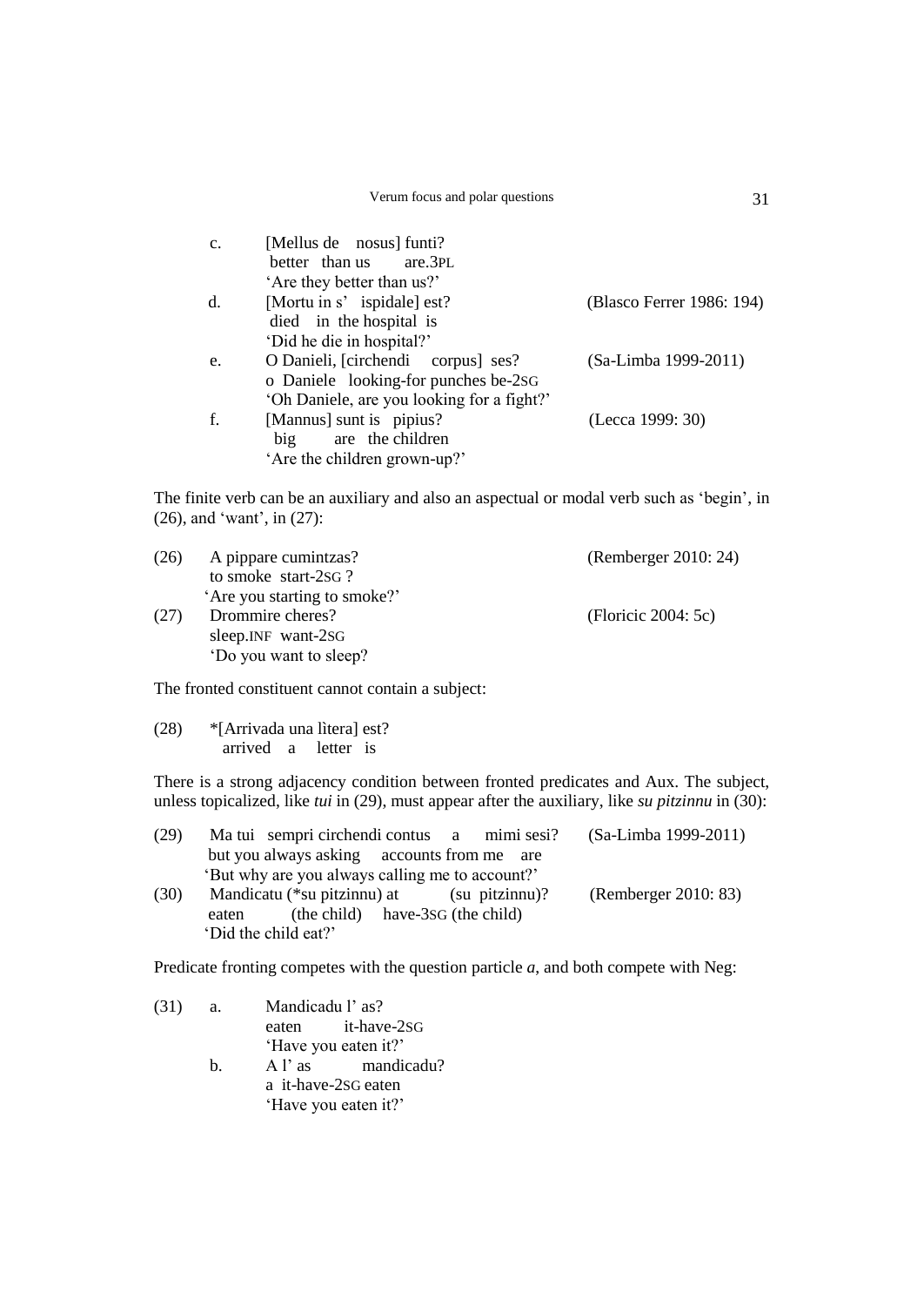c. [Mellus de nosus] funti?
   better than us are.3PL
   'Are they better than us?'

d. [Mortu in s' ispidale] est? (Blasco Ferrer 1986: 194)
   died in the hospital is
   'Did he die in hospital?'

e. O Danieli, [circhendi corpus] ses? (Sa-Limba 1999-2011)
   o Daniele looking-for punches be-2SG
   'Oh Daniele, are you looking for a fight?'

f. [Mannus] sunt is pipius? (Lecca 1999: 30)
   big are the children
   'Are the children grown-up?'

The finite verb can be an auxiliary and also an aspectual or modal verb such as 'begin', in (26), and 'want', in (27):

(26) A pippare cumintzas? (Remberger 2010: 24)
   to smoke start-2SG ?
   'Are you starting to smoke?'

(27) Drommire cheres? (Floricic 2004: 5c)
   sleep.INF want-2SG
   'Do you want to sleep?

The fronted constituent cannot contain a subject:

(28) *[Arrivada una lìtera] est?
   arrived a letter is

There is a strong adjacency condition between fronted predicates and Aux. The subject, unless topicalized, like *tui* in (29), must appear after the auxiliary, like *su pitzinnu* in (30):

(29) Ma tui sempri circhendi contus a mimi sesi? (Sa-Limba 1999-2011)
   but you always asking accounts from me are
   'But why are you always calling me to account?'

(30) Mandicatu (*su pitzinnu) at (su pitzinnu)? (Remberger 2010: 83)
   eaten (the child) have-3SG (the child)
   'Did the child eat?'

Predicate fronting competes with the question particle *a*, and both compete with Neg:

(31) a. Mandicadu l' as?
   eaten it-have-2SG
   'Have you eaten it?'

   b. A l' as mandicadu?
   a it-have-2SG eaten
   'Have you eaten it?'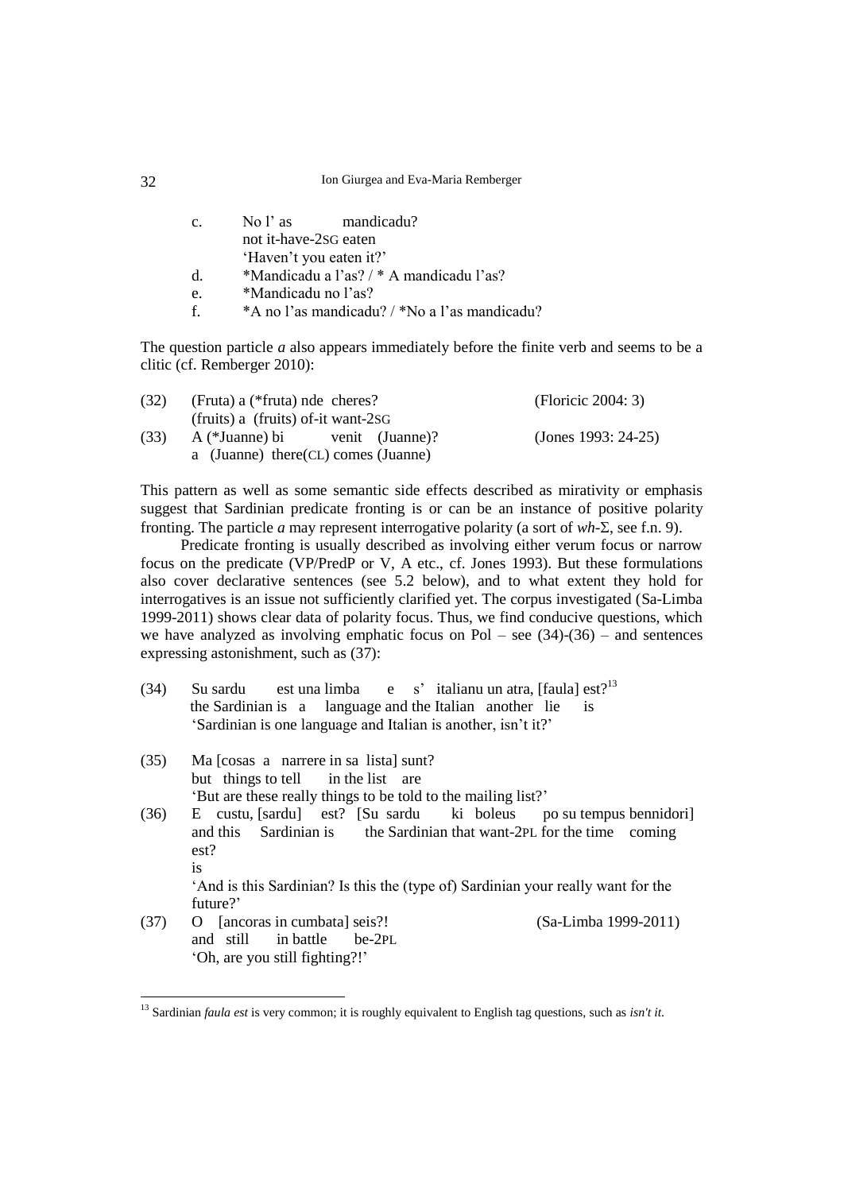c. No l' as mandicadu?
   not it-have-2SG eaten
   'Haven't you eaten it?'

d. *Mandicadu a l'as? / * A mandicadu l'as?

e. *Mandicadu no l'as?

f. *A no l'as mandicadu? / *No a l'as mandicadu?

The question particle *a* also appears immediately before the finite verb and seems to be a clitic (cf. Remberger 2010):

(32) (Fruta) a (*fruta) nde cheres? (Floricic 2004: 3)
     (fruits) a (fruits) of-it want-2SG

(33) A (*Juanne) bi venit (Juanne)? (Jones 1993: 24-25)
     a (Juanne) there(CL) comes (Juanne)

This pattern as well as some semantic side effects described as mirativity or emphasis suggest that Sardinian predicate fronting is or can be an instance of positive polarity fronting. The particle *a* may represent interrogative polarity (a sort of *wh*-Σ, see f.n. 9).

Predicate fronting is usually described as involving either verum focus or narrow focus on the predicate (VP/PredP or V, A etc., cf. Jones 1993). But these formulations also cover declarative sentences (see 5.2 below), and to what extent they hold for interrogatives is an issue not sufficiently clarified yet. The corpus investigated (Sa-Limba 1999-2011) shows clear data of polarity focus. Thus, we find conducive questions, which we have analyzed as involving emphatic focus on Pol – see (34)-(36) – and sentences expressing astonishment, such as (37):

(34) Su sardu est una limba e s' italianu un atra, [faula] est?[13]
     the Sardinian is a language and the Italian another lie is
     'Sardinian is one language and Italian is another, isn't it?'

(35) Ma [cosas a narrere in sa lista] sunt?
     but things to tell in the list are
     'But are these really things to be told to the mailing list?'

(36) E custu, [sardu] est? [Su sardu ki boleus po su tempus bennidori] est?
     and this Sardinian is the Sardinian that want-2PL for the time coming is
     'And is this Sardinian? Is this the (type of) Sardinian your really want for the future?'

(37) O [ancoras in cumbata] seis?! (Sa-Limba 1999-2011)
     and still in battle be-2PL
     'Oh, are you still fighting?!'

---

[13] Sardinian *faula est* is very common; it is roughly equivalent to English tag questions, such as *isn't it*.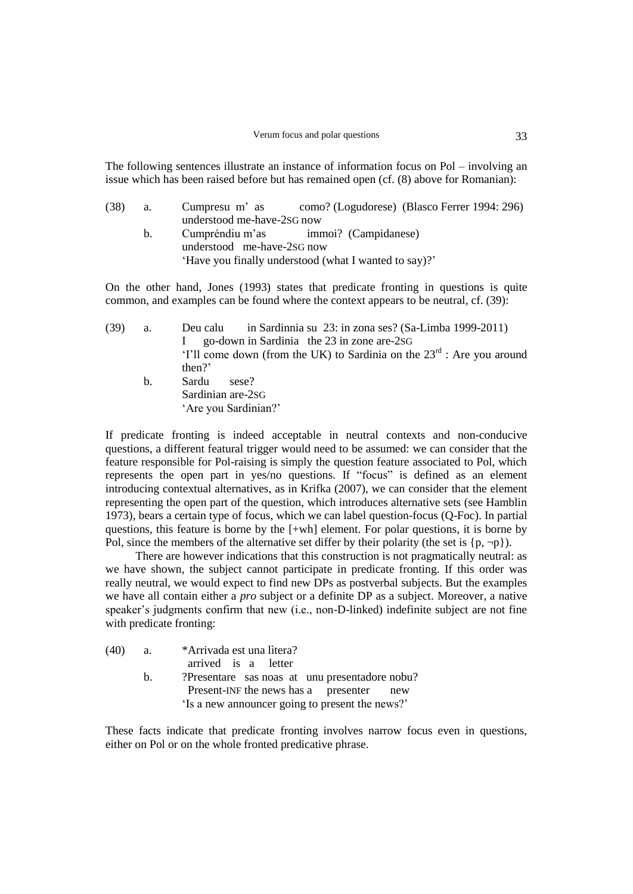The following sentences illustrate an instance of information focus on Pol – involving an issue which has been raised before but has remained open (cf. (8) above for Romanian):

(38) a. Cumpresu m' as como? (Logudorese) (Blasco Ferrer 1994: 296)
   understood me-have-2SG now

  b. Cumpréndiu m'as immoi? (Campidanese)
   understood me-have-2SG now
   'Have you finally understood (what I wanted to say)?'

On the other hand, Jones (1993) states that predicate fronting in questions is quite common, and examples can be found where the context appears to be neutral, cf. (39):

(39) a. Deu calu in Sardinnia su 23: in zona ses? (Sa-Limba 1999-2011)
   I go-down in Sardinia the 23 in zone are-2SG
   'I'll come down (from the UK) to Sardinia on the 23rd : Are you around then?'

  b. Sardu sese?
   Sardinian are-2SG
   'Are you Sardinian?'

If predicate fronting is indeed acceptable in neutral contexts and non-conducive questions, a different featural trigger would need to be assumed: we can consider that the feature responsible for Pol-raising is simply the question feature associated to Pol, which represents the open part in yes/no questions. If "focus" is defined as an element introducing contextual alternatives, as in Krifka (2007), we can consider that the element representing the open part of the question, which introduces alternative sets (see Hamblin 1973), bears a certain type of focus, which we can label question-focus (Q-Foc). In partial questions, this feature is borne by the [+wh] element. For polar questions, it is borne by Pol, since the members of the alternative set differ by their polarity (the set is $\{p, \neg p\}$).

There are however indications that this construction is not pragmatically neutral: as we have shown, the subject cannot participate in predicate fronting. If this order was really neutral, we would expect to find new DPs as postverbal subjects. But the examples we have all contain either a *pro* subject or a definite DP as a subject. Moreover, a native speaker's judgments confirm that new (i.e., non-D-linked) indefinite subject are not fine with predicate fronting:

(40) a. *Arrivada est una lìtera?
   arrived is a letter

  b. ?Presentare sas noas at unu presentadore nobu?
   Present-INF the news has a presenter new
   'Is a new announcer going to present the news?'

These facts indicate that predicate fronting involves narrow focus even in questions, either on Pol or on the whole fronted predicative phrase.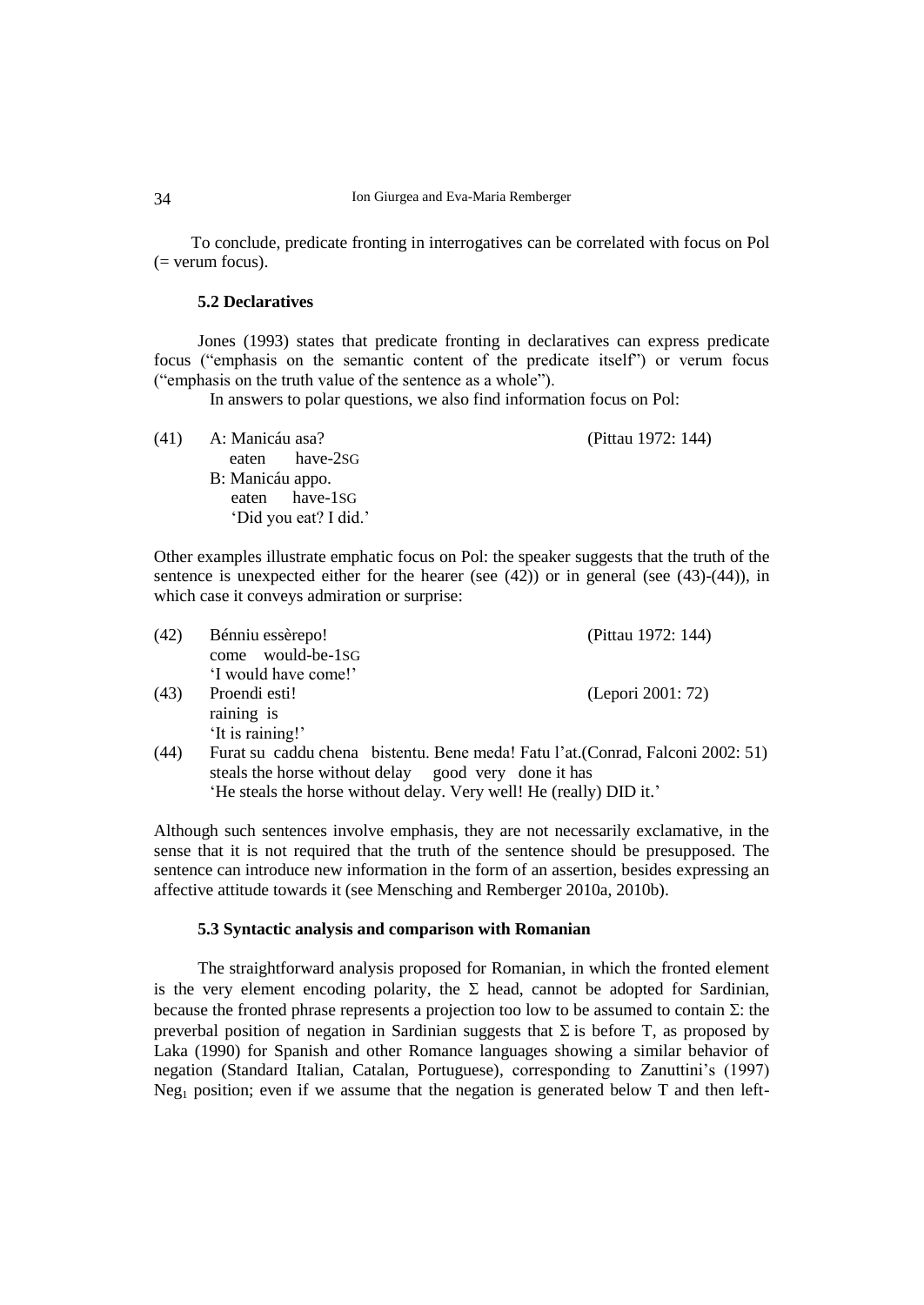To conclude, predicate fronting in interrogatives can be correlated with focus on Pol (= verum focus).

### 5.2 Declaratives

Jones (1993) states that predicate fronting in declaratives can express predicate focus ("emphasis on the semantic content of the predicate itself") or verum focus ("emphasis on the truth value of the sentence as a whole").

In answers to polar questions, we also find information focus on Pol:

(41) A: Manicáu asa? (Pittau 1972: 144)
eaten have-2SG
B: Manicáu appo.
eaten have-1SG
'Did you eat? I did.'

Other examples illustrate emphatic focus on Pol: the speaker suggests that the truth of the sentence is unexpected either for the hearer (see (42)) or in general (see (43)-(44)), in which case it conveys admiration or surprise:

(42) Bénniu essèrepo! (Pittau 1972: 144)
come would-be-1SG
'I would have come!'

(43) Proendi esti! (Lepori 2001: 72)
raining is
'It is raining!'

(44) Furat su caddu chena bistentu. Bene meda! Fatu l'at.(Conrad, Falconi 2002: 51)
steals the horse without delay good very done it has
'He steals the horse without delay. Very well! He (really) DID it.'

Although such sentences involve emphasis, they are not necessarily exclamative, in the sense that it is not required that the truth of the sentence should be presupposed. The sentence can introduce new information in the form of an assertion, besides expressing an affective attitude towards it (see Mensching and Remberger 2010a, 2010b).

### 5.3 Syntactic analysis and comparison with Romanian

The straightforward analysis proposed for Romanian, in which the fronted element is the very element encoding polarity, the Σ head, cannot be adopted for Sardinian, because the fronted phrase represents a projection too low to be assumed to contain Σ: the preverbal position of negation in Sardinian suggests that Σ is before T, as proposed by Laka (1990) for Spanish and other Romance languages showing a similar behavior of negation (Standard Italian, Catalan, Portuguese), corresponding to Zanuttini's (1997) $Neg_1$ position; even if we assume that the negation is generated below T and then left-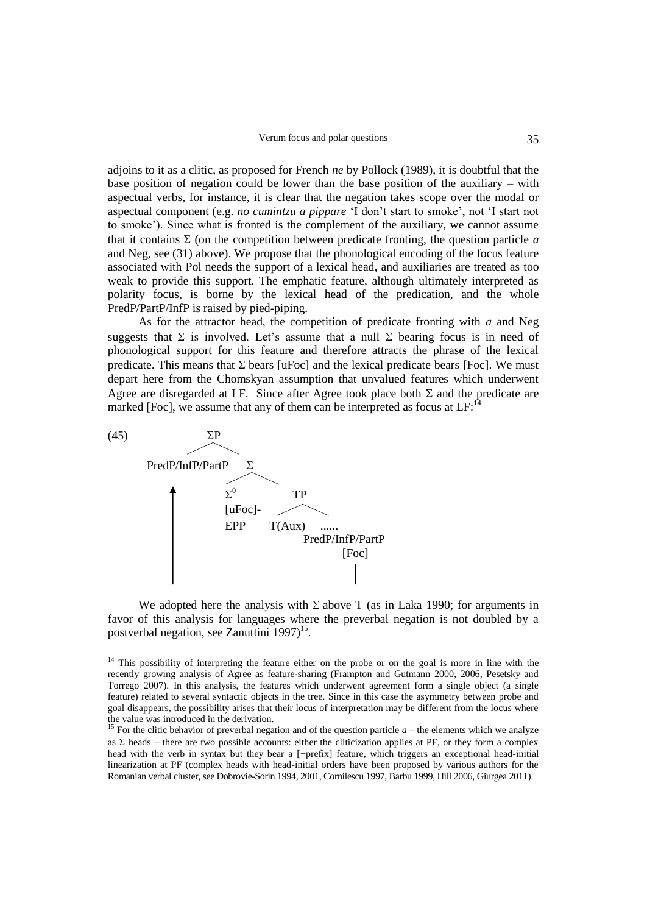adjoins to it as a clitic, as proposed for French *ne* by Pollock (1989), it is doubtful that the base position of negation could be lower than the base position of the auxiliary – with aspectual verbs, for instance, it is clear that the negation takes scope over the modal or aspectual component (e.g. *no cumintzu a pippare* 'I don't start to smoke', not 'I start not to smoke'). Since what is fronted is the complement of the auxiliary, we cannot assume that it contains Σ (on the competition between predicate fronting, the question particle *a* and Neg, see (31) above). We propose that the phonological encoding of the focus feature associated with Pol needs the support of a lexical head, and auxiliaries are treated as too weak to provide this support. The emphatic feature, although ultimately interpreted as polarity focus, is borne by the lexical head of the predication, and the whole PredP/PartP/InfP is raised by pied-piping.

As for the attractor head, the competition of predicate fronting with *a* and Neg suggests that Σ is involved. Let's assume that a null Σ bearing focus is in need of phonological support for this feature and therefore attracts the phrase of the lexical predicate. This means that Σ bears [uFoc] and the lexical predicate bears [Foc]. We must depart here from the Chomskyan assumption that unvalued features which underwent Agree are disregarded at LF. Since after Agree took place both Σ and the predicate are marked [Foc], we assume that any of them can be interpreted as focus at LF:[14]

(45)

```
                ΣP
              /    \
  PredP/InfP/PartP   Σ
        ^          /   \
        |        Σ0     TP
        |     [uFoc]-  /   \
        |      EPP   T(Aux)  ......
        |                  PredP/InfP/PartP
        |                       [Foc]
        |__________________________|
```

We adopted here the analysis with Σ above T (as in Laka 1990; for arguments in favor of this analysis for languages where the preverbal negation is not doubled by a postverbal negation, see Zanuttini 1997)[15].

---

[14] This possibility of interpreting the feature either on the probe or on the goal is more in line with the recently growing analysis of Agree as feature-sharing (Frampton and Gutmann 2000, 2006, Pesetsky and Torrego 2007). In this analysis, the features which underwent agreement form a single object (a single feature) related to several syntactic objects in the tree. Since in this case the asymmetry between probe and goal disappears, the possibility arises that their locus of interpretation may be different from the locus where the value was introduced in the derivation.

[15] For the clitic behavior of preverbal negation and of the question particle *a* – the elements which we analyze as Σ heads – there are two possible accounts: either the cliticization applies at PF, or they form a complex head with the verb in syntax but they bear a [+prefix] feature, which triggers an exceptional head-initial linearization at PF (complex heads with head-initial orders have been proposed by various authors for the Romanian verbal cluster, see Dobrovie-Sorin 1994, 2001, Cornilescu 1997, Barbu 1999, Hill 2006, Giurgea 2011).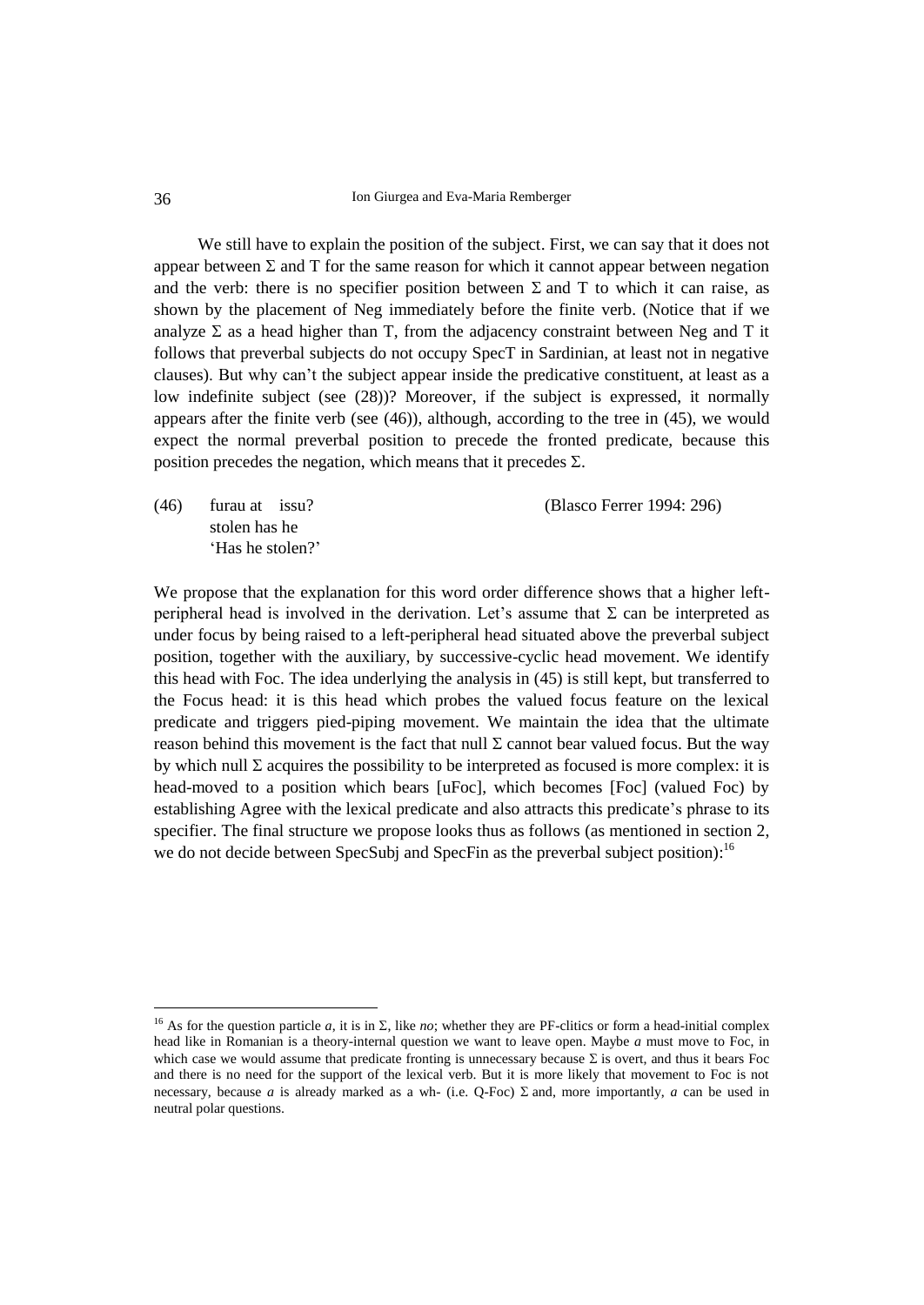We still have to explain the position of the subject. First, we can say that it does not appear between Σ and T for the same reason for which it cannot appear between negation and the verb: there is no specifier position between Σ and T to which it can raise, as shown by the placement of Neg immediately before the finite verb. (Notice that if we analyze Σ as a head higher than T, from the adjacency constraint between Neg and T it follows that preverbal subjects do not occupy SpecT in Sardinian, at least not in negative clauses). But why can't the subject appear inside the predicative constituent, at least as a low indefinite subject (see (28))? Moreover, if the subject is expressed, it normally appears after the finite verb (see (46)), although, according to the tree in (45), we would expect the normal preverbal position to precede the fronted predicate, because this position precedes the negation, which means that it precedes Σ.

(46) furau at issu? (Blasco Ferrer 1994: 296)
stolen has he
'Has he stolen?'

We propose that the explanation for this word order difference shows that a higher left-peripheral head is involved in the derivation. Let's assume that Σ can be interpreted as under focus by being raised to a left-peripheral head situated above the preverbal subject position, together with the auxiliary, by successive-cyclic head movement. We identify this head with Foc. The idea underlying the analysis in (45) is still kept, but transferred to the Focus head: it is this head which probes the valued focus feature on the lexical predicate and triggers pied-piping movement. We maintain the idea that the ultimate reason behind this movement is the fact that null Σ cannot bear valued focus. But the way by which null Σ acquires the possibility to be interpreted as focused is more complex: it is head-moved to a position which bears [uFoc], which becomes [Foc] (valued Foc) by establishing Agree with the lexical predicate and also attracts this predicate's phrase to its specifier. The final structure we propose looks thus as follows (as mentioned in section 2, we do not decide between SpecSubj and SpecFin as the preverbal subject position):[16]

---

[16] As for the question particle *a*, it is in Σ, like *no*; whether they are PF-clitics or form a head-initial complex head like in Romanian is a theory-internal question we want to leave open. Maybe *a* must move to Foc, in which case we would assume that predicate fronting is unnecessary because Σ is overt, and thus it bears Foc and there is no need for the support of the lexical verb. But it is more likely that movement to Foc is not necessary, because *a* is already marked as a wh- (i.e. Q-Foc) Σ and, more importantly, *a* can be used in neutral polar questions.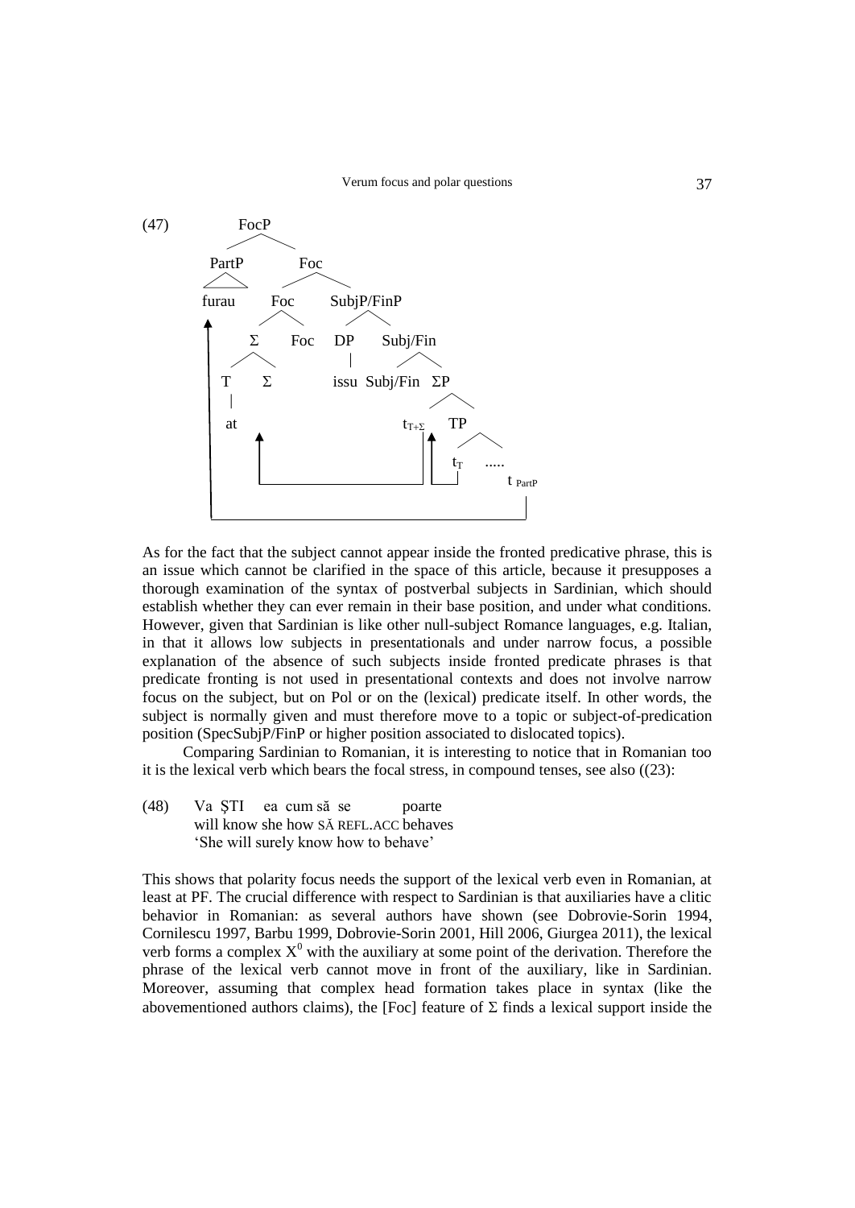(47)

```
                FocP
              /      \
          PartP        Foc
          /___\      /      \
          furau    Foc        SubjP/FinP
                  /   \        /      \
                 Σ    Foc    DP       Subj/Fin
                / \           |       /      \
               T   Σ         issu  Subj/Fin   ΣP
               |                             /   \
               at                        t_T+Σ    TP
                                                 /   \
                                               t_T   .....
                                                        t_PartP
```

As for the fact that the subject cannot appear inside the fronted predicative phrase, this is an issue which cannot be clarified in the space of this article, because it presupposes a thorough examination of the syntax of postverbal subjects in Sardinian, which should establish whether they can ever remain in their base position, and under what conditions. However, given that Sardinian is like other null-subject Romance languages, e.g. Italian, in that it allows low subjects in presentationals and under narrow focus, a possible explanation of the absence of such subjects inside fronted predicate phrases is that predicate fronting is not used in presentational contexts and does not involve narrow focus on the subject, but on Pol or on the (lexical) predicate itself. In other words, the subject is normally given and must therefore move to a topic or subject-of-predication position (SpecSubjP/FinP or higher position associated to dislocated topics).

Comparing Sardinian to Romanian, it is interesting to notice that in Romanian too it is the lexical verb which bears the focal stress, in compound tenses, see also ((23):

(48) Va ȘTI ea cum să se poarte
will know she how SĂ REFL.ACC behaves
'She will surely know how to behave'

This shows that polarity focus needs the support of the lexical verb even in Romanian, at least at PF. The crucial difference with respect to Sardinian is that auxiliaries have a clitic behavior in Romanian: as several authors have shown (see Dobrovie-Sorin 1994, Cornilescu 1997, Barbu 1999, Dobrovie-Sorin 2001, Hill 2006, Giurgea 2011), the lexical verb forms a complex $X^0$ with the auxiliary at some point of the derivation. Therefore the phrase of the lexical verb cannot move in front of the auxiliary, like in Sardinian. Moreover, assuming that complex head formation takes place in syntax (like the abovementioned authors claims), the [Foc] feature of Σ finds a lexical support inside the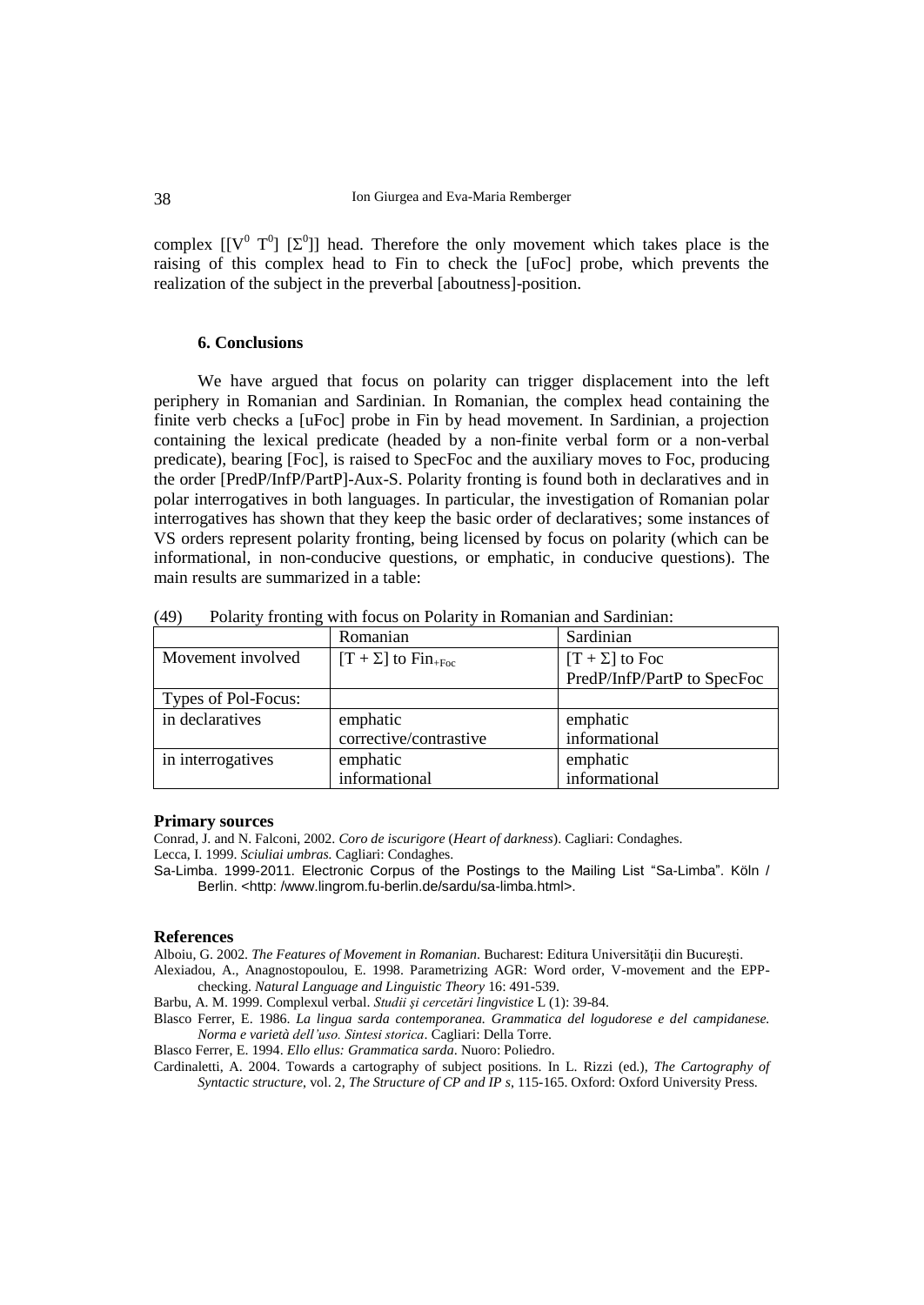complex $[[V^0\ T^0]\ [\Sigma^0]]$ head. Therefore the only movement which takes place is the raising of this complex head to Fin to check the [uFoc] probe, which prevents the realization of the subject in the preverbal [aboutness]-position.

## 6. Conclusions

We have argued that focus on polarity can trigger displacement into the left periphery in Romanian and Sardinian. In Romanian, the complex head containing the finite verb checks a [uFoc] probe in Fin by head movement. In Sardinian, a projection containing the lexical predicate (headed by a non-finite verbal form or a non-verbal predicate), bearing [Foc], is raised to SpecFoc and the auxiliary moves to Foc, producing the order [PredP/InfP/PartP]-Aux-S. Polarity fronting is found both in declaratives and in polar interrogatives in both languages. In particular, the investigation of Romanian polar interrogatives has shown that they keep the basic order of declaratives; some instances of VS orders represent polarity fronting, being licensed by focus on polarity (which can be informational, in non-conducive questions, or emphatic, in conducive questions). The main results are summarized in a table:

(49) Polarity fronting with focus on Polarity in Romanian and Sardinian:

| | Romanian | Sardinian |
|---|---|---|
| Movement involved | $[T + \Sigma]$ to $Fin_{+Foc}$ | $[T + \Sigma]$ to Foc<br>PredP/InfP/PartP to SpecFoc |
| Types of Pol-Focus: | | |
| in declaratives | emphatic<br>corrective/contrastive | emphatic<br>informational |
| in interrogatives | emphatic<br>informational | emphatic<br>informational |

### Primary sources

Conrad, J. and N. Falconi, 2002. *Coro de iscurigore* (*Heart of darkness*). Cagliari: Condaghes.

Lecca, I. 1999. *Sciuliai umbras*. Cagliari: Condaghes.

Sa-Limba. 1999-2011. Electronic Corpus of the Postings to the Mailing List "Sa-Limba". Köln / Berlin. <http: /www.lingrom.fu-berlin.de/sardu/sa-limba.html>.

### References

Alboiu, G. 2002. *The Features of Movement in Romanian*. Bucharest: Editura Universității din București.

Alexiadou, A., Anagnostopoulou, E. 1998. Parametrizing AGR: Word order, V-movement and the EPP-checking. *Natural Language and Linguistic Theory* 16: 491-539.

Barbu, A. M. 1999. Complexul verbal. *Studii și cercetări lingvistice* L (1): 39-84.

Blasco Ferrer, E. 1986. *La lingua sarda contemporanea. Grammatica del logudorese e del campidanese. Norma e varietà dell'uso. Sintesi storica*. Cagliari: Della Torre.

Blasco Ferrer, E. 1994. *Ello ellus: Grammatica sarda*. Nuoro: Poliedro.

Cardinaletti, A. 2004. Towards a cartography of subject positions. In L. Rizzi (ed.), *The Cartography of Syntactic structure*, vol. 2, *The Structure of CP and IP s*, 115-165. Oxford: Oxford University Press.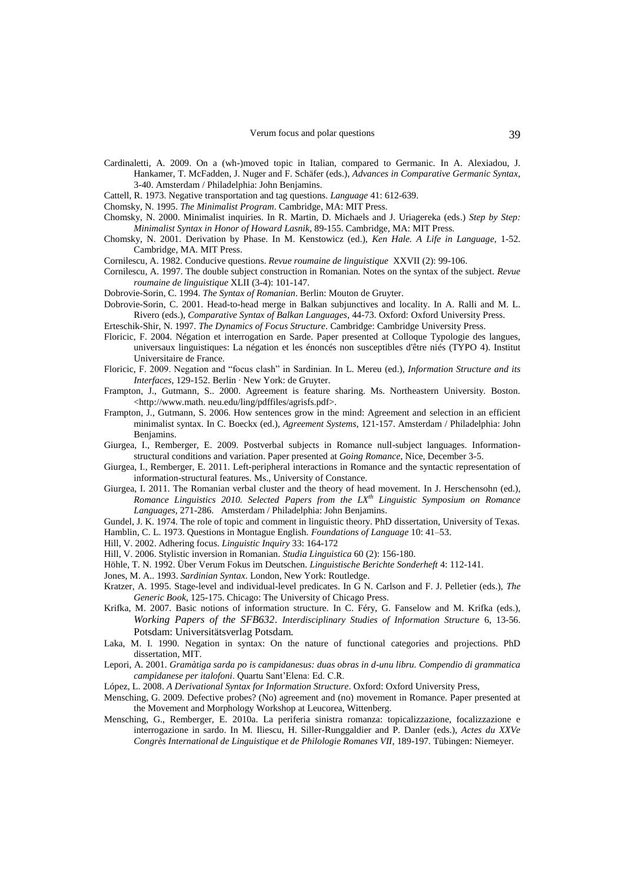Cardinaletti, A. 2009. On a (wh-)moved topic in Italian, compared to Germanic. In A. Alexiadou, J. Hankamer, T. McFadden, J. Nuger and F. Schäfer (eds.), *Advances in Comparative Germanic Syntax*, 3-40. Amsterdam / Philadelphia: John Benjamins.

Cattell, R. 1973. Negative transportation and tag questions. *Language* 41: 612-639.

Chomsky, N. 1995. *The Minimalist Program*. Cambridge, MA: MIT Press.

Chomsky, N. 2000. Minimalist inquiries. In R. Martin, D. Michaels and J. Uriagereka (eds.) *Step by Step: Minimalist Syntax in Honor of Howard Lasnik*, 89-155. Cambridge, MA: MIT Press.

Chomsky, N. 2001. Derivation by Phase. In M. Kenstowicz (ed.), *Ken Hale. A Life in Language*, 1-52. Cambridge, MA. MIT Press.

Cornilescu, A. 1982. Conducive questions. *Revue roumaine de linguistique* XXVII (2): 99-106.

Cornilescu, A. 1997. The double subject construction in Romanian. Notes on the syntax of the subject. *Revue roumaine de linguistique* XLII (3-4): 101-147.

Dobrovie-Sorin, C. 1994. *The Syntax of Romanian*. Berlin: Mouton de Gruyter.

Dobrovie-Sorin, C. 2001. Head-to-head merge in Balkan subjunctives and locality. In A. Ralli and M. L. Rivero (eds.), *Comparative Syntax of Balkan Languages*, 44-73. Oxford: Oxford University Press.

Erteschik-Shir, N. 1997. *The Dynamics of Focus Structure*. Cambridge: Cambridge University Press.

Floricic, F. 2004. Négation et interrogation en Sarde. Paper presented at Colloque Typologie des langues, universaux linguistiques: La négation et les énoncés non susceptibles d'être niés (TYPO 4). Institut Universitaire de France.

Floricic, F. 2009. Negation and "focus clash" in Sardinian. In L. Mereu (ed.), *Information Structure and its Interfaces*, 129-152. Berlin · New York: de Gruyter.

Frampton, J., Gutmann, S.. 2000. Agreement is feature sharing. Ms. Northeastern University. Boston. <http://www.math. neu.edu/ling/pdffiles/agrisfs.pdf>.

Frampton, J., Gutmann, S. 2006. How sentences grow in the mind: Agreement and selection in an efficient minimalist syntax. In C. Boeckx (ed.), *Agreement Systems*, 121-157. Amsterdam / Philadelphia: John Benjamins.

Giurgea, I., Remberger, E. 2009. Postverbal subjects in Romance null-subject languages. Information-structural conditions and variation. Paper presented at *Going Romance*, Nice, December 3-5.

Giurgea, I., Remberger, E. 2011. Left-peripheral interactions in Romance and the syntactic representation of information-structural features. Ms., University of Constance.

Giurgea, I. 2011. The Romanian verbal cluster and the theory of head movement. In J. Herschensohn (ed.), *Romance Linguistics 2010. Selected Papers from the LX^th Linguistic Symposium on Romance Languages*, 271-286. Amsterdam / Philadelphia: John Benjamins.

Gundel, J. K. 1974. The role of topic and comment in linguistic theory. PhD dissertation, University of Texas.

Hamblin, C. L. 1973. Questions in Montague English. *Foundations of Language* 10: 41–53.

Hill, V. 2002. Adhering focus. *Linguistic Inquiry* 33: 164-172

Hill, V. 2006. Stylistic inversion in Romanian. *Studia Linguistica* 60 (2): 156-180.

Höhle, T. N. 1992. Über Verum Fokus im Deutschen. *Linguistische Berichte Sonderheft* 4: 112-141.

Jones, M. A.. 1993. *Sardinian Syntax*. London, New York: Routledge.

Kratzer, A. 1995. Stage-level and individual-level predicates. In G N. Carlson and F. J. Pelletier (eds.), *The Generic Book*, 125-175. Chicago: The University of Chicago Press.

Krifka, M. 2007. Basic notions of information structure. In C. Féry, G. Fanselow and M. Krifka (eds.), *Working Papers of the SFB632. Interdisciplinary Studies of Information Structure* 6, 13-56. Potsdam: Universitätsverlag Potsdam.

Laka, M. I. 1990. Negation in syntax: On the nature of functional categories and projections. PhD dissertation, MIT.

Lepori, A. 2001. *Gramàtiga sarda po is campidanesus: duas obras in d-unu libru. Compendio di grammatica campidanese per italofoni*. Quartu Sant'Elena: Ed. C.R.

López, L. 2008. *A Derivational Syntax for Information Structure*. Oxford: Oxford University Press,

Mensching, G. 2009. Defective probes? (No) agreement and (no) movement in Romance. Paper presented at the Movement and Morphology Workshop at Leucorea, Wittenberg.

Mensching, G., Remberger, E. 2010a. La periferia sinistra romanza: topicalizzazione, focalizzazione e interrogazione in sardo. In M. Iliescu, H. Siller-Runggaldier and P. Danler (eds.), *Actes du XXVe Congrès International de Linguistique et de Philologie Romanes VII*, 189-197. Tübingen: Niemeyer.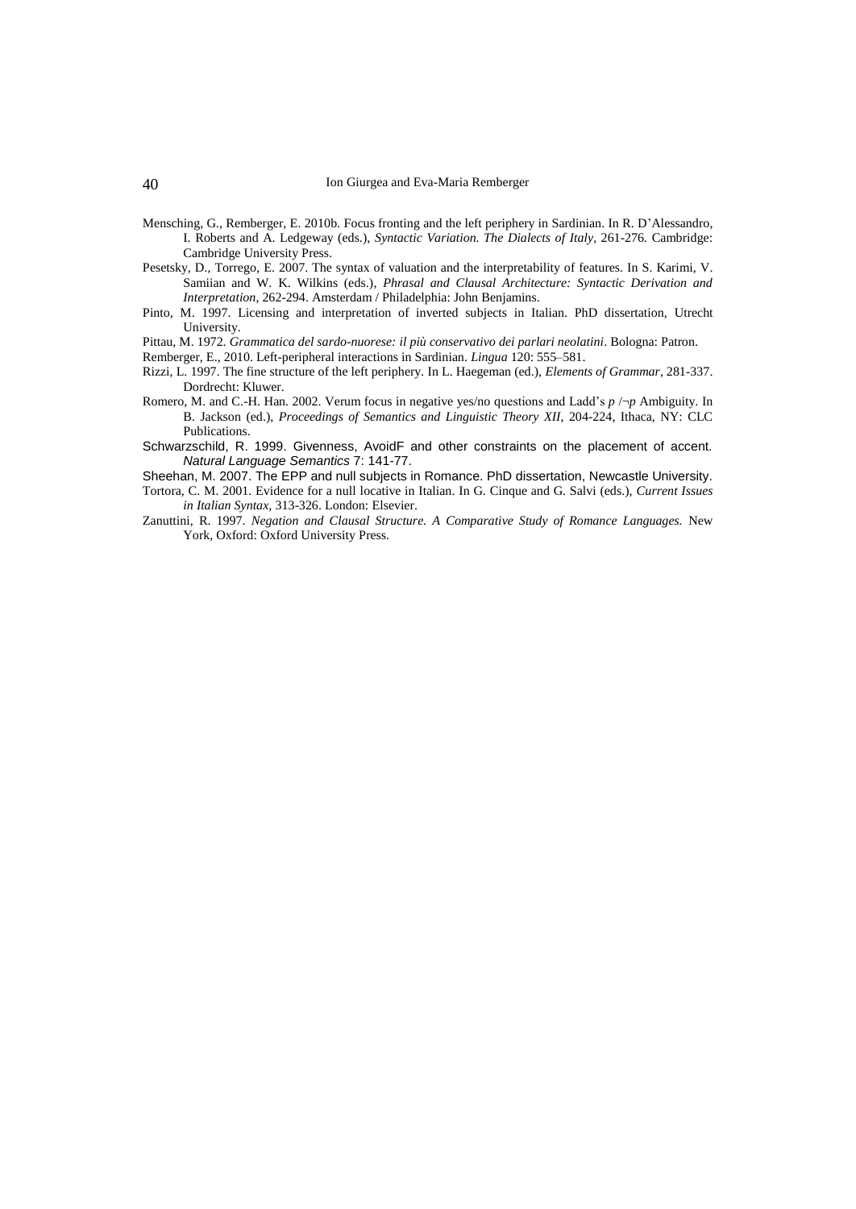Mensching, G., Remberger, E. 2010b. Focus fronting and the left periphery in Sardinian. In R. D'Alessandro, I. Roberts and A. Ledgeway (eds.), *Syntactic Variation. The Dialects of Italy*, 261-276. Cambridge: Cambridge University Press.

Pesetsky, D., Torrego, E. 2007. The syntax of valuation and the interpretability of features. In S. Karimi, V. Samiian and W. K. Wilkins (eds.), *Phrasal and Clausal Architecture: Syntactic Derivation and Interpretation*, 262-294. Amsterdam / Philadelphia: John Benjamins.

Pinto, M. 1997. Licensing and interpretation of inverted subjects in Italian. PhD dissertation, Utrecht University.

Pittau, M. 1972. *Grammatica del sardo-nuorese: il più conservativo dei parlari neolatini*. Bologna: Patron.

Remberger, E., 2010. Left-peripheral interactions in Sardinian. *Lingua* 120: 555–581.

Rizzi, L. 1997. The fine structure of the left periphery. In L. Haegeman (ed.), *Elements of Grammar*, 281-337. Dordrecht: Kluwer.

Romero, M. and C.-H. Han. 2002. Verum focus in negative yes/no questions and Ladd's $p$ /$\neg p$ Ambiguity. In B. Jackson (ed.), *Proceedings of Semantics and Linguistic Theory XII*, 204-224, Ithaca, NY: CLC Publications.

Schwarzschild, R. 1999. Givenness, AvoidF and other constraints on the placement of accent. *Natural Language Semantics* 7: 141-77.

Sheehan, M. 2007. The EPP and null subjects in Romance. PhD dissertation, Newcastle University.

Tortora, C. M. 2001. Evidence for a null locative in Italian. In G. Cinque and G. Salvi (eds.), *Current Issues in Italian Syntax*, 313-326. London: Elsevier.

Zanuttini, R. 1997. *Negation and Clausal Structure. A Comparative Study of Romance Languages.* New York, Oxford: Oxford University Press.